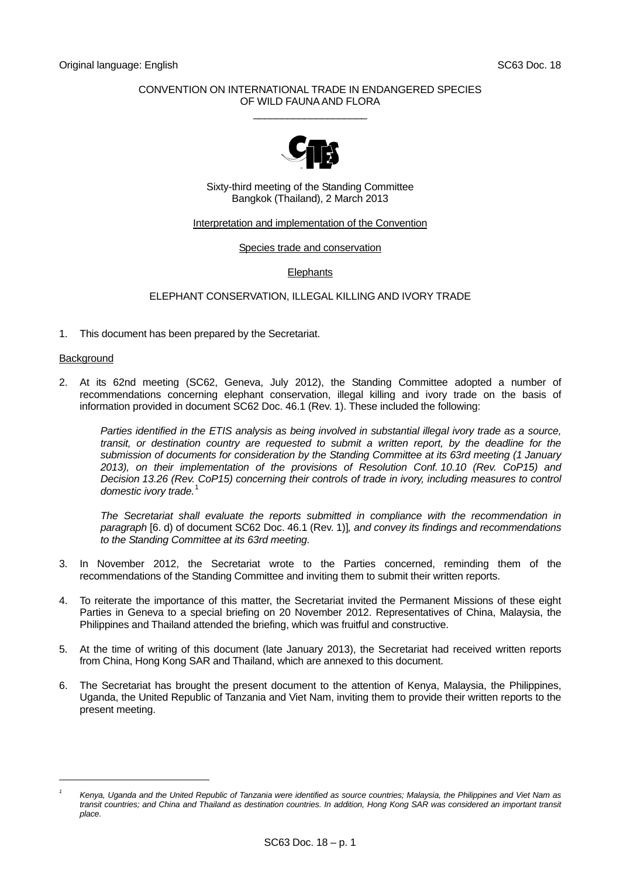Original language: English SC63 Doc. 18

CONVENTION ON INTERNATIONAL TRADE IN ENDANGERED SPECIES
OF WILD FAUNA AND FLORA

\_\_\_\_\_\_\_\_\_\_\_\_\_\_\_\_\_\_\_\_

Sixty-third meeting of the Standing Committee
Bangkok (Thailand), 2 March 2013

Interpretation and implementation of the Convention

Species trade and conservation

Elephants

ELEPHANT CONSERVATION, ILLEGAL KILLING AND IVORY TRADE

1. This document has been prepared by the Secretariat.

Background

2. At its 62nd meeting (SC62, Geneva, July 2012), the Standing Committee adopted a number of recommendations concerning elephant conservation, illegal killing and ivory trade on the basis of information provided in document SC62 Doc. 46.1 (Rev. 1). These included the following:

   *Parties identified in the ETIS analysis as being involved in substantial illegal ivory trade as a source, transit, or destination country are requested to submit a written report, by the deadline for the submission of documents for consideration by the Standing Committee at its 63rd meeting (1 January 2013), on their implementation of the provisions of Resolution Conf. 10.10 (Rev. CoP15) and Decision 13.26 (Rev. CoP15) concerning their controls of trade in ivory, including measures to control domestic ivory trade.*[1]

   *The Secretariat shall evaluate the reports submitted in compliance with the recommendation in paragraph* [6. d) of document SC62 Doc. 46.1 (Rev. 1)]*, and convey its findings and recommendations to the Standing Committee at its 63rd meeting.*

3. In November 2012, the Secretariat wrote to the Parties concerned, reminding them of the recommendations of the Standing Committee and inviting them to submit their written reports.

4. To reiterate the importance of this matter, the Secretariat invited the Permanent Missions of these eight Parties in Geneva to a special briefing on 20 November 2012. Representatives of China, Malaysia, the Philippines and Thailand attended the briefing, which was fruitful and constructive.

5. At the time of writing of this document (late January 2013), the Secretariat had received written reports from China, Hong Kong SAR and Thailand, which are annexed to this document.

6. The Secretariat has brought the present document to the attention of Kenya, Malaysia, the Philippines, Uganda, the United Republic of Tanzania and Viet Nam, inviting them to provide their written reports to the present meeting.

---

[1] *Kenya, Uganda and the United Republic of Tanzania were identified as source countries; Malaysia, the Philippines and Viet Nam as transit countries; and China and Thailand as destination countries. In addition, Hong Kong SAR was considered an important transit place.*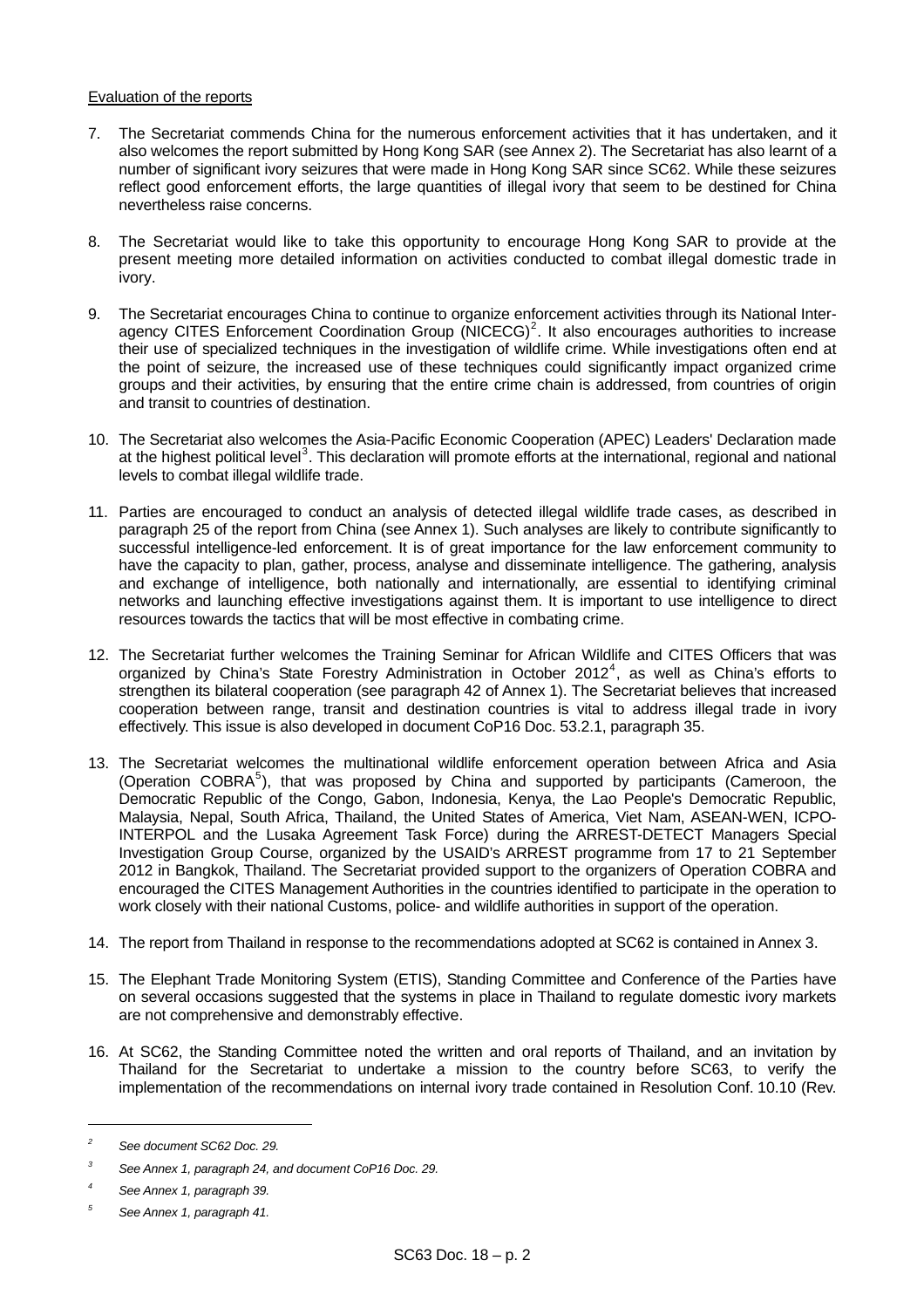Evaluation of the reports

7. The Secretariat commends China for the numerous enforcement activities that it has undertaken, and it also welcomes the report submitted by Hong Kong SAR (see Annex 2). The Secretariat has also learnt of a number of significant ivory seizures that were made in Hong Kong SAR since SC62. While these seizures reflect good enforcement efforts, the large quantities of illegal ivory that seem to be destined for China nevertheless raise concerns.

8. The Secretariat would like to take this opportunity to encourage Hong Kong SAR to provide at the present meeting more detailed information on activities conducted to combat illegal domestic trade in ivory.

9. The Secretariat encourages China to continue to organize enforcement activities through its National Inter-agency CITES Enforcement Coordination Group (NICECG)[2]. It also encourages authorities to increase their use of specialized techniques in the investigation of wildlife crime. While investigations often end at the point of seizure, the increased use of these techniques could significantly impact organized crime groups and their activities, by ensuring that the entire crime chain is addressed, from countries of origin and transit to countries of destination.

10. The Secretariat also welcomes the Asia-Pacific Economic Cooperation (APEC) Leaders' Declaration made at the highest political level[3]. This declaration will promote efforts at the international, regional and national levels to combat illegal wildlife trade.

11. Parties are encouraged to conduct an analysis of detected illegal wildlife trade cases, as described in paragraph 25 of the report from China (see Annex 1). Such analyses are likely to contribute significantly to successful intelligence-led enforcement. It is of great importance for the law enforcement community to have the capacity to plan, gather, process, analyse and disseminate intelligence. The gathering, analysis and exchange of intelligence, both nationally and internationally, are essential to identifying criminal networks and launching effective investigations against them. It is important to use intelligence to direct resources towards the tactics that will be most effective in combating crime.

12. The Secretariat further welcomes the Training Seminar for African Wildlife and CITES Officers that was organized by China's State Forestry Administration in October 2012[4], as well as China's efforts to strengthen its bilateral cooperation (see paragraph 42 of Annex 1). The Secretariat believes that increased cooperation between range, transit and destination countries is vital to address illegal trade in ivory effectively. This issue is also developed in document CoP16 Doc. 53.2.1, paragraph 35.

13. The Secretariat welcomes the multinational wildlife enforcement operation between Africa and Asia (Operation COBRA[5]), that was proposed by China and supported by participants (Cameroon, the Democratic Republic of the Congo, Gabon, Indonesia, Kenya, the Lao People's Democratic Republic, Malaysia, Nepal, South Africa, Thailand, the United States of America, Viet Nam, ASEAN-WEN, ICPO-INTERPOL and the Lusaka Agreement Task Force) during the ARREST-DETECT Managers Special Investigation Group Course, organized by the USAID's ARREST programme from 17 to 21 September 2012 in Bangkok, Thailand. The Secretariat provided support to the organizers of Operation COBRA and encouraged the CITES Management Authorities in the countries identified to participate in the operation to work closely with their national Customs, police- and wildlife authorities in support of the operation.

14. The report from Thailand in response to the recommendations adopted at SC62 is contained in Annex 3.

15. The Elephant Trade Monitoring System (ETIS), Standing Committee and Conference of the Parties have on several occasions suggested that the systems in place in Thailand to regulate domestic ivory markets are not comprehensive and demonstrably effective.

16. At SC62, the Standing Committee noted the written and oral reports of Thailand, and an invitation by Thailand for the Secretariat to undertake a mission to the country before SC63, to verify the implementation of the recommendations on internal ivory trade contained in Resolution Conf. 10.10 (Rev.

---

[2] *See document SC62 Doc. 29.*

[3] *See Annex 1, paragraph 24, and document CoP16 Doc. 29.*

[4] *See Annex 1, paragraph 39.*

[5] *See Annex 1, paragraph 41.*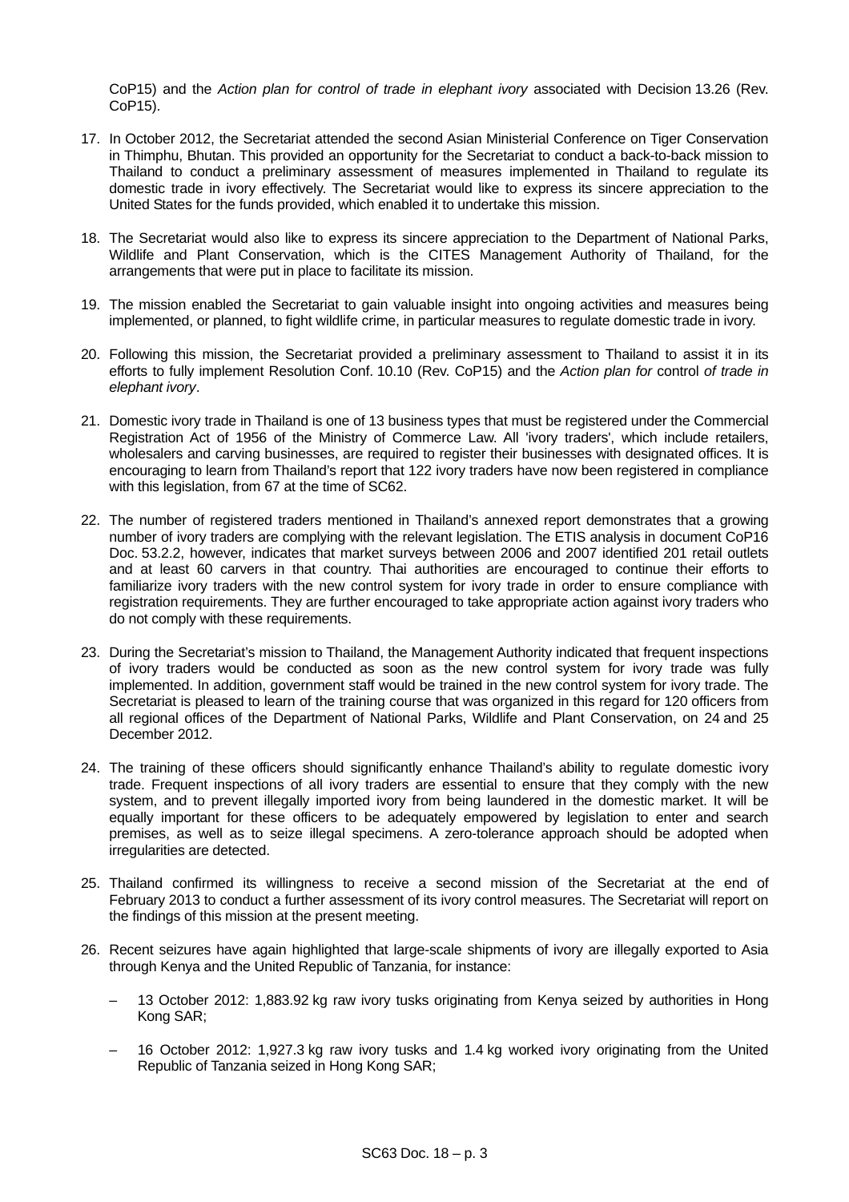CoP15) and the *Action plan for control of trade in elephant ivory* associated with Decision 13.26 (Rev. CoP15).

17. In October 2012, the Secretariat attended the second Asian Ministerial Conference on Tiger Conservation in Thimphu, Bhutan. This provided an opportunity for the Secretariat to conduct a back-to-back mission to Thailand to conduct a preliminary assessment of measures implemented in Thailand to regulate its domestic trade in ivory effectively. The Secretariat would like to express its sincere appreciation to the United States for the funds provided, which enabled it to undertake this mission.

18. The Secretariat would also like to express its sincere appreciation to the Department of National Parks, Wildlife and Plant Conservation, which is the CITES Management Authority of Thailand, for the arrangements that were put in place to facilitate its mission.

19. The mission enabled the Secretariat to gain valuable insight into ongoing activities and measures being implemented, or planned, to fight wildlife crime, in particular measures to regulate domestic trade in ivory.

20. Following this mission, the Secretariat provided a preliminary assessment to Thailand to assist it in its efforts to fully implement Resolution Conf. 10.10 (Rev. CoP15) and the *Action plan for* control *of trade in elephant ivory*.

21. Domestic ivory trade in Thailand is one of 13 business types that must be registered under the Commercial Registration Act of 1956 of the Ministry of Commerce Law. All 'ivory traders', which include retailers, wholesalers and carving businesses, are required to register their businesses with designated offices. It is encouraging to learn from Thailand's report that 122 ivory traders have now been registered in compliance with this legislation, from 67 at the time of SC62.

22. The number of registered traders mentioned in Thailand's annexed report demonstrates that a growing number of ivory traders are complying with the relevant legislation. The ETIS analysis in document CoP16 Doc. 53.2.2, however, indicates that market surveys between 2006 and 2007 identified 201 retail outlets and at least 60 carvers in that country. Thai authorities are encouraged to continue their efforts to familiarize ivory traders with the new control system for ivory trade in order to ensure compliance with registration requirements. They are further encouraged to take appropriate action against ivory traders who do not comply with these requirements.

23. During the Secretariat's mission to Thailand, the Management Authority indicated that frequent inspections of ivory traders would be conducted as soon as the new control system for ivory trade was fully implemented. In addition, government staff would be trained in the new control system for ivory trade. The Secretariat is pleased to learn of the training course that was organized in this regard for 120 officers from all regional offices of the Department of National Parks, Wildlife and Plant Conservation, on 24 and 25 December 2012.

24. The training of these officers should significantly enhance Thailand's ability to regulate domestic ivory trade. Frequent inspections of all ivory traders are essential to ensure that they comply with the new system, and to prevent illegally imported ivory from being laundered in the domestic market. It will be equally important for these officers to be adequately empowered by legislation to enter and search premises, as well as to seize illegal specimens. A zero-tolerance approach should be adopted when irregularities are detected.

25. Thailand confirmed its willingness to receive a second mission of the Secretariat at the end of February 2013 to conduct a further assessment of its ivory control measures. The Secretariat will report on the findings of this mission at the present meeting.

26. Recent seizures have again highlighted that large-scale shipments of ivory are illegally exported to Asia through Kenya and the United Republic of Tanzania, for instance:

    – 13 October 2012: 1,883.92 kg raw ivory tusks originating from Kenya seized by authorities in Hong Kong SAR;

    – 16 October 2012: 1,927.3 kg raw ivory tusks and 1.4 kg worked ivory originating from the United Republic of Tanzania seized in Hong Kong SAR;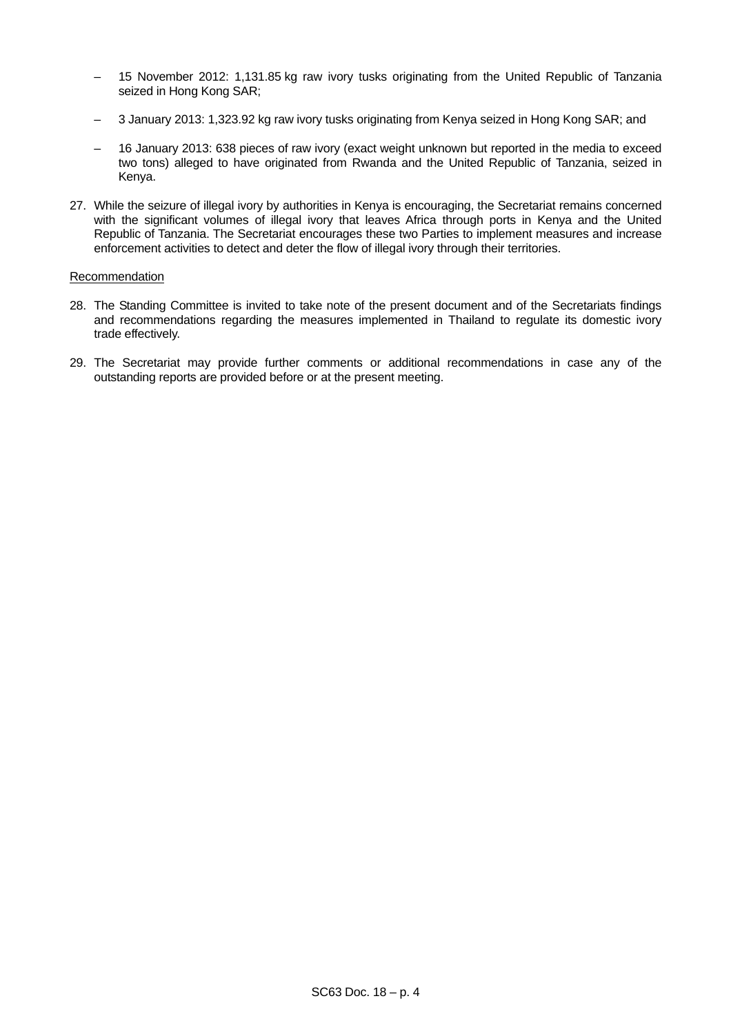- 15 November 2012: 1,131.85 kg raw ivory tusks originating from the United Republic of Tanzania seized in Hong Kong SAR;
- 3 January 2013: 1,323.92 kg raw ivory tusks originating from Kenya seized in Hong Kong SAR; and
- 16 January 2013: 638 pieces of raw ivory (exact weight unknown but reported in the media to exceed two tons) alleged to have originated from Rwanda and the United Republic of Tanzania, seized in Kenya.

27. While the seizure of illegal ivory by authorities in Kenya is encouraging, the Secretariat remains concerned with the significant volumes of illegal ivory that leaves Africa through ports in Kenya and the United Republic of Tanzania. The Secretariat encourages these two Parties to implement measures and increase enforcement activities to detect and deter the flow of illegal ivory through their territories.

Recommendation

28. The Standing Committee is invited to take note of the present document and of the Secretariats findings and recommendations regarding the measures implemented in Thailand to regulate its domestic ivory trade effectively.

29. The Secretariat may provide further comments or additional recommendations in case any of the outstanding reports are provided before or at the present meeting.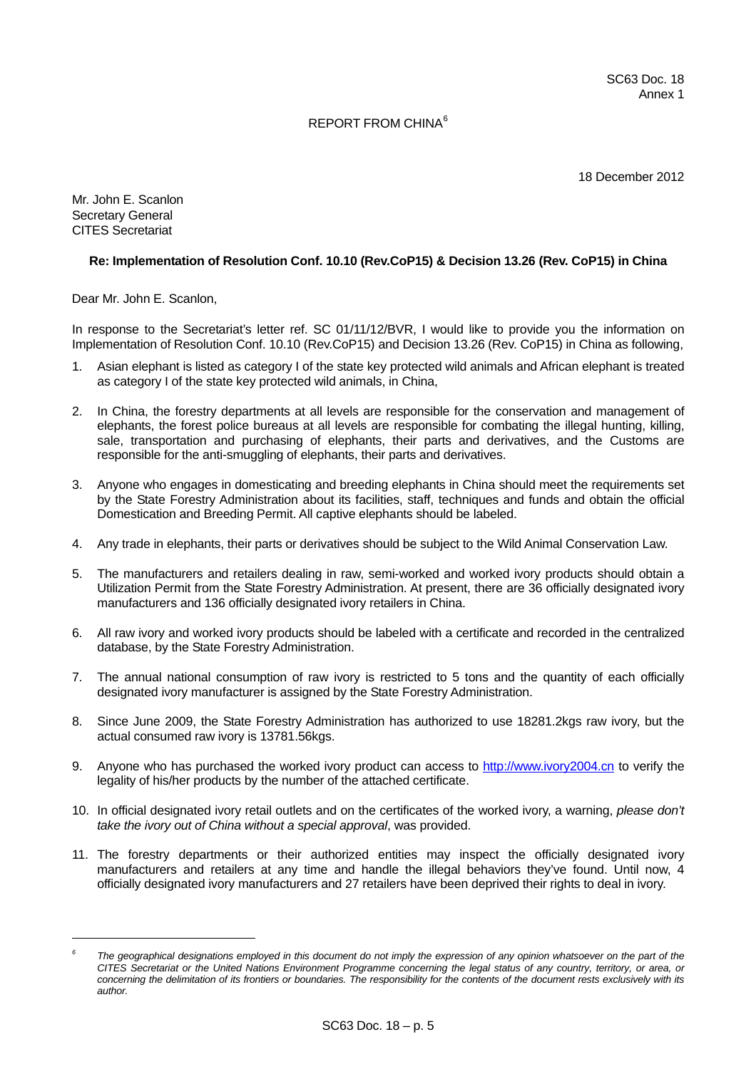SC63 Doc. 18
Annex 1

REPORT FROM CHINA[6]

18 December 2012

Mr. John E. Scanlon
Secretary General
CITES Secretariat

**Re: Implementation of Resolution Conf. 10.10 (Rev.CoP15) & Decision 13.26 (Rev. CoP15) in China**

Dear Mr. John E. Scanlon,

In response to the Secretariat's letter ref. SC 01/11/12/BVR, I would like to provide you the information on Implementation of Resolution Conf. 10.10 (Rev.CoP15) and Decision 13.26 (Rev. CoP15) in China as following,

1. Asian elephant is listed as category I of the state key protected wild animals and African elephant is treated as category I of the state key protected wild animals, in China,
2. In China, the forestry departments at all levels are responsible for the conservation and management of elephants, the forest police bureaus at all levels are responsible for combating the illegal hunting, killing, sale, transportation and purchasing of elephants, their parts and derivatives, and the Customs are responsible for the anti-smuggling of elephants, their parts and derivatives.
3. Anyone who engages in domesticating and breeding elephants in China should meet the requirements set by the State Forestry Administration about its facilities, staff, techniques and funds and obtain the official Domestication and Breeding Permit. All captive elephants should be labeled.
4. Any trade in elephants, their parts or derivatives should be subject to the Wild Animal Conservation Law.
5. The manufacturers and retailers dealing in raw, semi-worked and worked ivory products should obtain a Utilization Permit from the State Forestry Administration. At present, there are 36 officially designated ivory manufacturers and 136 officially designated ivory retailers in China.
6. All raw ivory and worked ivory products should be labeled with a certificate and recorded in the centralized database, by the State Forestry Administration.
7. The annual national consumption of raw ivory is restricted to 5 tons and the quantity of each officially designated ivory manufacturer is assigned by the State Forestry Administration.
8. Since June 2009, the State Forestry Administration has authorized to use 18281.2kgs raw ivory, but the actual consumed raw ivory is 13781.56kgs.
9. Anyone who has purchased the worked ivory product can access to http://www.ivory2004.cn to verify the legality of his/her products by the number of the attached certificate.
10. In official designated ivory retail outlets and on the certificates of the worked ivory, a warning, *please don't take the ivory out of China without a special approval*, was provided.
11. The forestry departments or their authorized entities may inspect the officially designated ivory manufacturers and retailers at any time and handle the illegal behaviors they've found. Until now, 4 officially designated ivory manufacturers and 27 retailers have been deprived their rights to deal in ivory.

---

[6] *The geographical designations employed in this document do not imply the expression of any opinion whatsoever on the part of the CITES Secretariat or the United Nations Environment Programme concerning the legal status of any country, territory, or area, or concerning the delimitation of its frontiers or boundaries. The responsibility for the contents of the document rests exclusively with its author.*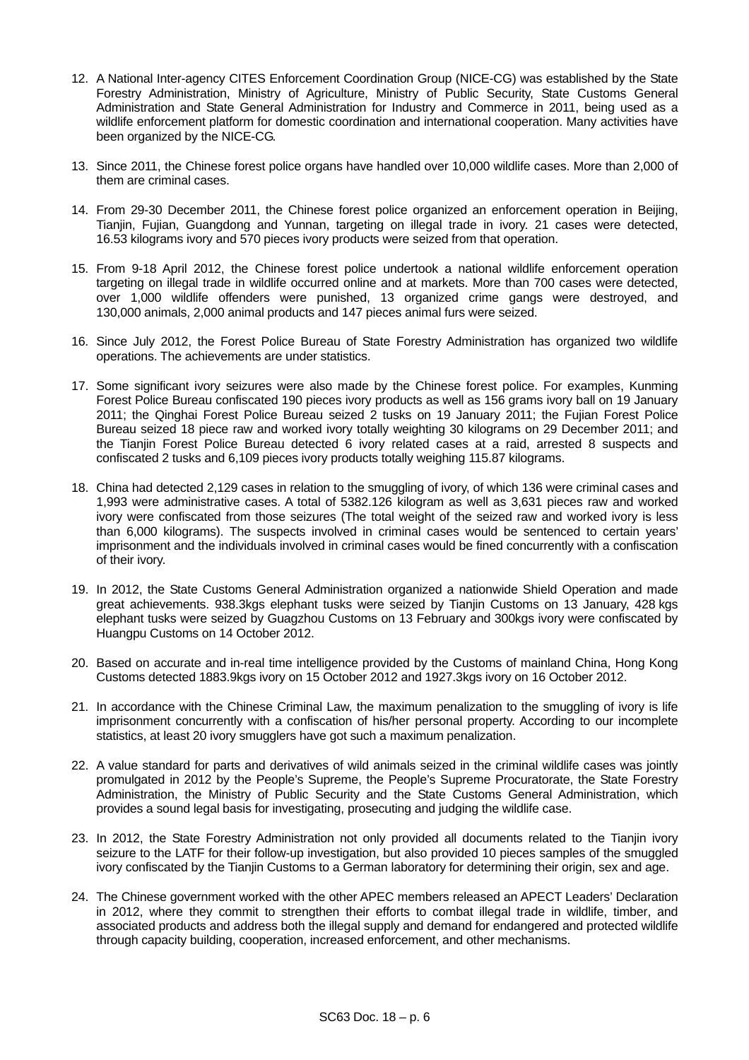12. A National Inter-agency CITES Enforcement Coordination Group (NICE-CG) was established by the State Forestry Administration, Ministry of Agriculture, Ministry of Public Security, State Customs General Administration and State General Administration for Industry and Commerce in 2011, being used as a wildlife enforcement platform for domestic coordination and international cooperation. Many activities have been organized by the NICE-CG.

13. Since 2011, the Chinese forest police organs have handled over 10,000 wildlife cases. More than 2,000 of them are criminal cases.

14. From 29-30 December 2011, the Chinese forest police organized an enforcement operation in Beijing, Tianjin, Fujian, Guangdong and Yunnan, targeting on illegal trade in ivory. 21 cases were detected, 16.53 kilograms ivory and 570 pieces ivory products were seized from that operation.

15. From 9-18 April 2012, the Chinese forest police undertook a national wildlife enforcement operation targeting on illegal trade in wildlife occurred online and at markets. More than 700 cases were detected, over 1,000 wildlife offenders were punished, 13 organized crime gangs were destroyed, and 130,000 animals, 2,000 animal products and 147 pieces animal furs were seized.

16. Since July 2012, the Forest Police Bureau of State Forestry Administration has organized two wildlife operations. The achievements are under statistics.

17. Some significant ivory seizures were also made by the Chinese forest police. For examples, Kunming Forest Police Bureau confiscated 190 pieces ivory products as well as 156 grams ivory ball on 19 January 2011; the Qinghai Forest Police Bureau seized 2 tusks on 19 January 2011; the Fujian Forest Police Bureau seized 18 piece raw and worked ivory totally weighting 30 kilograms on 29 December 2011; and the Tianjin Forest Police Bureau detected 6 ivory related cases at a raid, arrested 8 suspects and confiscated 2 tusks and 6,109 pieces ivory products totally weighing 115.87 kilograms.

18. China had detected 2,129 cases in relation to the smuggling of ivory, of which 136 were criminal cases and 1,993 were administrative cases. A total of 5382.126 kilogram as well as 3,631 pieces raw and worked ivory were confiscated from those seizures (The total weight of the seized raw and worked ivory is less than 6,000 kilograms). The suspects involved in criminal cases would be sentenced to certain years' imprisonment and the individuals involved in criminal cases would be fined concurrently with a confiscation of their ivory.

19. In 2012, the State Customs General Administration organized a nationwide Shield Operation and made great achievements. 938.3kgs elephant tusks were seized by Tianjin Customs on 13 January, 428 kgs elephant tusks were seized by Guagzhou Customs on 13 February and 300kgs ivory were confiscated by Huangpu Customs on 14 October 2012.

20. Based on accurate and in-real time intelligence provided by the Customs of mainland China, Hong Kong Customs detected 1883.9kgs ivory on 15 October 2012 and 1927.3kgs ivory on 16 October 2012.

21. In accordance with the Chinese Criminal Law, the maximum penalization to the smuggling of ivory is life imprisonment concurrently with a confiscation of his/her personal property. According to our incomplete statistics, at least 20 ivory smugglers have got such a maximum penalization.

22. A value standard for parts and derivatives of wild animals seized in the criminal wildlife cases was jointly promulgated in 2012 by the People's Supreme, the People's Supreme Procuratorate, the State Forestry Administration, the Ministry of Public Security and the State Customs General Administration, which provides a sound legal basis for investigating, prosecuting and judging the wildlife case.

23. In 2012, the State Forestry Administration not only provided all documents related to the Tianjin ivory seizure to the LATF for their follow-up investigation, but also provided 10 pieces samples of the smuggled ivory confiscated by the Tianjin Customs to a German laboratory for determining their origin, sex and age.

24. The Chinese government worked with the other APEC members released an APECT Leaders' Declaration in 2012, where they commit to strengthen their efforts to combat illegal trade in wildlife, timber, and associated products and address both the illegal supply and demand for endangered and protected wildlife through capacity building, cooperation, increased enforcement, and other mechanisms.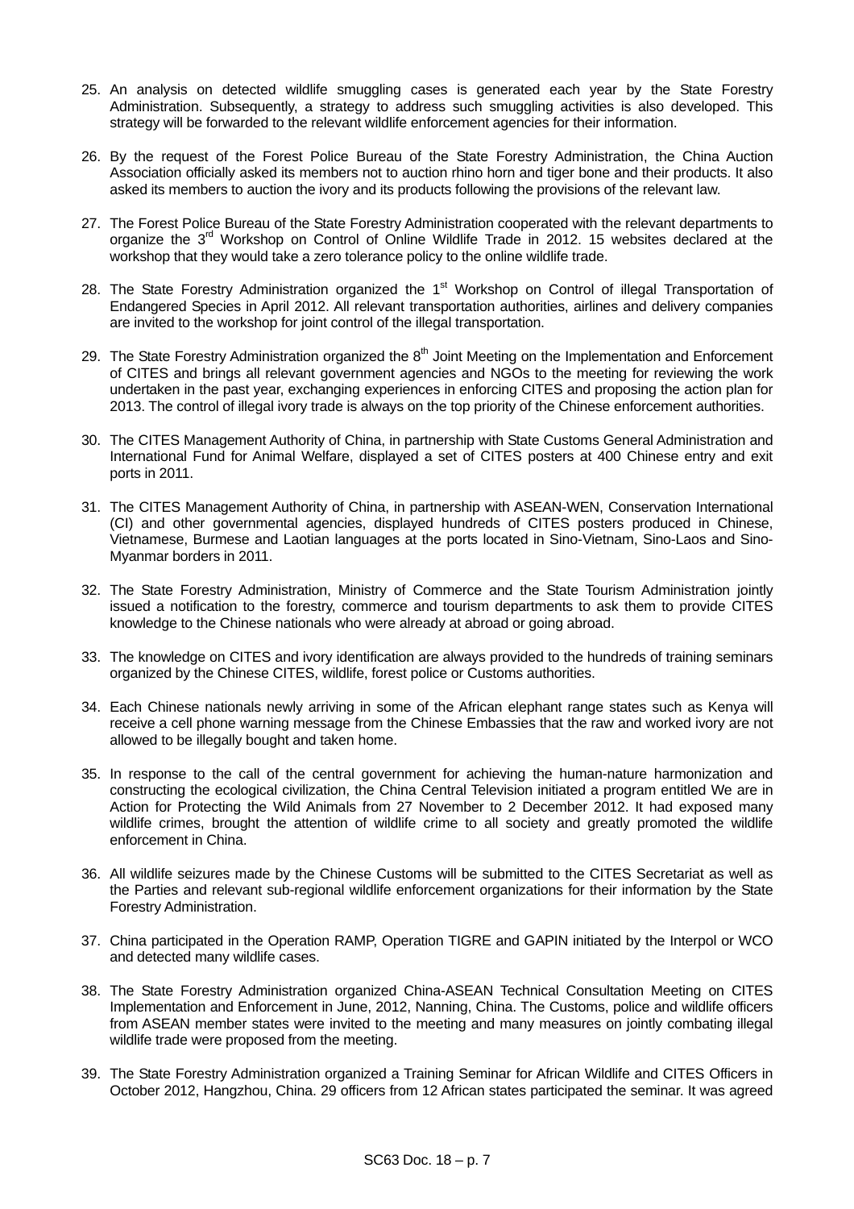25. An analysis on detected wildlife smuggling cases is generated each year by the State Forestry Administration. Subsequently, a strategy to address such smuggling activities is also developed. This strategy will be forwarded to the relevant wildlife enforcement agencies for their information.

26. By the request of the Forest Police Bureau of the State Forestry Administration, the China Auction Association officially asked its members not to auction rhino horn and tiger bone and their products. It also asked its members to auction the ivory and its products following the provisions of the relevant law.

27. The Forest Police Bureau of the State Forestry Administration cooperated with the relevant departments to organize the 3rd Workshop on Control of Online Wildlife Trade in 2012. 15 websites declared at the workshop that they would take a zero tolerance policy to the online wildlife trade.

28. The State Forestry Administration organized the 1st Workshop on Control of illegal Transportation of Endangered Species in April 2012. All relevant transportation authorities, airlines and delivery companies are invited to the workshop for joint control of the illegal transportation.

29. The State Forestry Administration organized the 8th Joint Meeting on the Implementation and Enforcement of CITES and brings all relevant government agencies and NGOs to the meeting for reviewing the work undertaken in the past year, exchanging experiences in enforcing CITES and proposing the action plan for 2013. The control of illegal ivory trade is always on the top priority of the Chinese enforcement authorities.

30. The CITES Management Authority of China, in partnership with State Customs General Administration and International Fund for Animal Welfare, displayed a set of CITES posters at 400 Chinese entry and exit ports in 2011.

31. The CITES Management Authority of China, in partnership with ASEAN-WEN, Conservation International (CI) and other governmental agencies, displayed hundreds of CITES posters produced in Chinese, Vietnamese, Burmese and Laotian languages at the ports located in Sino-Vietnam, Sino-Laos and Sino-Myanmar borders in 2011.

32. The State Forestry Administration, Ministry of Commerce and the State Tourism Administration jointly issued a notification to the forestry, commerce and tourism departments to ask them to provide CITES knowledge to the Chinese nationals who were already at abroad or going abroad.

33. The knowledge on CITES and ivory identification are always provided to the hundreds of training seminars organized by the Chinese CITES, wildlife, forest police or Customs authorities.

34. Each Chinese nationals newly arriving in some of the African elephant range states such as Kenya will receive a cell phone warning message from the Chinese Embassies that the raw and worked ivory are not allowed to be illegally bought and taken home.

35. In response to the call of the central government for achieving the human-nature harmonization and constructing the ecological civilization, the China Central Television initiated a program entitled We are in Action for Protecting the Wild Animals from 27 November to 2 December 2012. It had exposed many wildlife crimes, brought the attention of wildlife crime to all society and greatly promoted the wildlife enforcement in China.

36. All wildlife seizures made by the Chinese Customs will be submitted to the CITES Secretariat as well as the Parties and relevant sub-regional wildlife enforcement organizations for their information by the State Forestry Administration.

37. China participated in the Operation RAMP, Operation TIGRE and GAPIN initiated by the Interpol or WCO and detected many wildlife cases.

38. The State Forestry Administration organized China-ASEAN Technical Consultation Meeting on CITES Implementation and Enforcement in June, 2012, Nanning, China. The Customs, police and wildlife officers from ASEAN member states were invited to the meeting and many measures on jointly combating illegal wildlife trade were proposed from the meeting.

39. The State Forestry Administration organized a Training Seminar for African Wildlife and CITES Officers in October 2012, Hangzhou, China. 29 officers from 12 African states participated the seminar. It was agreed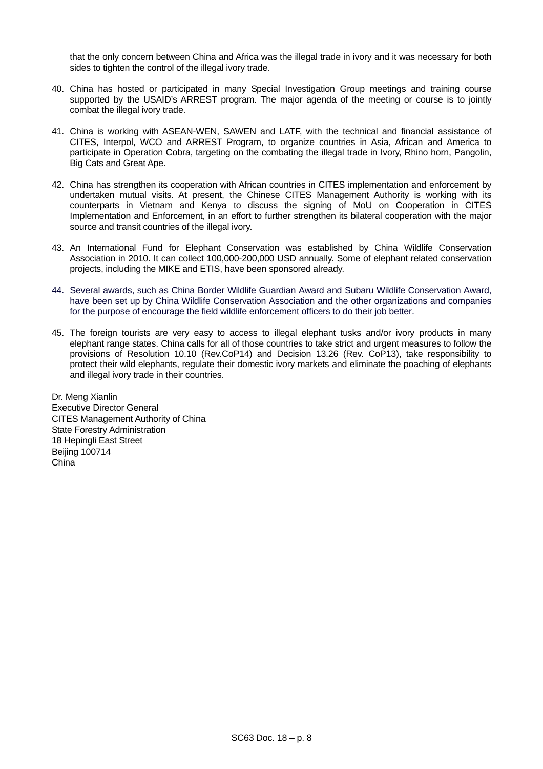that the only concern between China and Africa was the illegal trade in ivory and it was necessary for both sides to tighten the control of the illegal ivory trade.

40. China has hosted or participated in many Special Investigation Group meetings and training course supported by the USAID's ARREST program. The major agenda of the meeting or course is to jointly combat the illegal ivory trade.

41. China is working with ASEAN-WEN, SAWEN and LATF, with the technical and financial assistance of CITES, Interpol, WCO and ARREST Program, to organize countries in Asia, African and America to participate in Operation Cobra, targeting on the combating the illegal trade in Ivory, Rhino horn, Pangolin, Big Cats and Great Ape.

42. China has strengthen its cooperation with African countries in CITES implementation and enforcement by undertaken mutual visits. At present, the Chinese CITES Management Authority is working with its counterparts in Vietnam and Kenya to discuss the signing of MoU on Cooperation in CITES Implementation and Enforcement, in an effort to further strengthen its bilateral cooperation with the major source and transit countries of the illegal ivory.

43. An International Fund for Elephant Conservation was established by China Wildlife Conservation Association in 2010. It can collect 100,000-200,000 USD annually. Some of elephant related conservation projects, including the MIKE and ETIS, have been sponsored already.

44. Several awards, such as China Border Wildlife Guardian Award and Subaru Wildlife Conservation Award, have been set up by China Wildlife Conservation Association and the other organizations and companies for the purpose of encourage the field wildlife enforcement officers to do their job better.

45. The foreign tourists are very easy to access to illegal elephant tusks and/or ivory products in many elephant range states. China calls for all of those countries to take strict and urgent measures to follow the provisions of Resolution 10.10 (Rev.CoP14) and Decision 13.26 (Rev. CoP13), take responsibility to protect their wild elephants, regulate their domestic ivory markets and eliminate the poaching of elephants and illegal ivory trade in their countries.

Dr. Meng Xianlin
Executive Director General
CITES Management Authority of China
State Forestry Administration
18 Hepingli East Street
Beijing 100714
China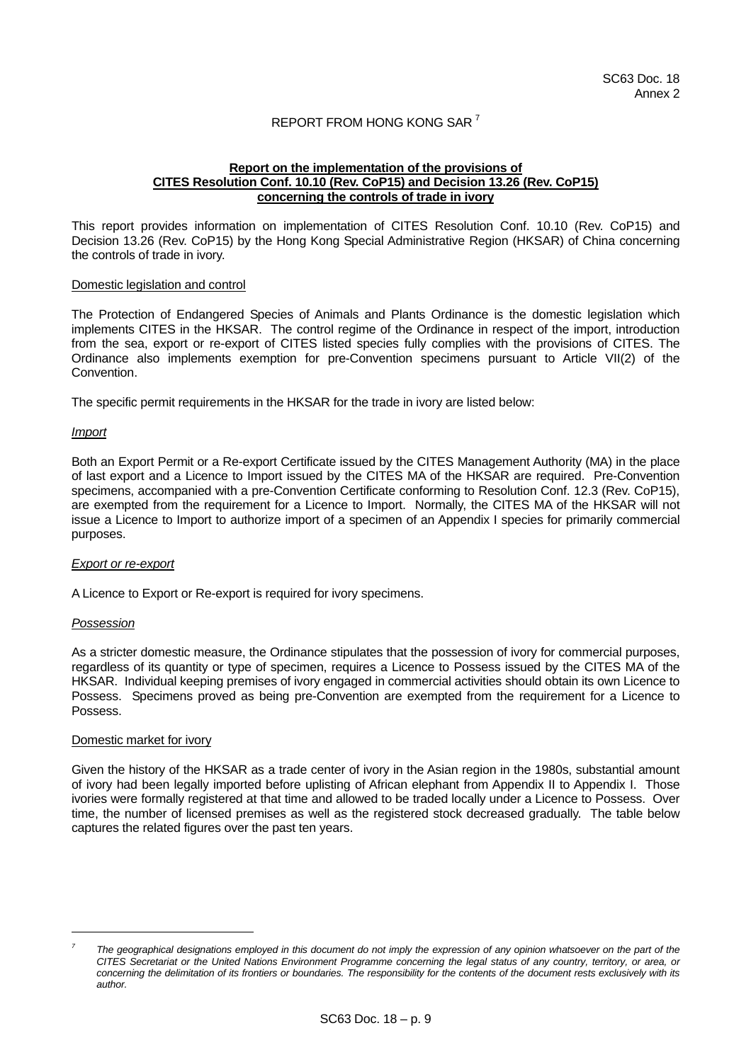SC63 Doc. 18
Annex 2

# REPORT FROM HONG KONG SAR [7]

**Report on the implementation of the provisions of CITES Resolution Conf. 10.10 (Rev. CoP15) and Decision 13.26 (Rev. CoP15) concerning the controls of trade in ivory**

This report provides information on implementation of CITES Resolution Conf. 10.10 (Rev. CoP15) and Decision 13.26 (Rev. CoP15) by the Hong Kong Special Administrative Region (HKSAR) of China concerning the controls of trade in ivory.

## Domestic legislation and control

The Protection of Endangered Species of Animals and Plants Ordinance is the domestic legislation which implements CITES in the HKSAR. The control regime of the Ordinance in respect of the import, introduction from the sea, export or re-export of CITES listed species fully complies with the provisions of CITES. The Ordinance also implements exemption for pre-Convention specimens pursuant to Article VII(2) of the Convention.

The specific permit requirements in the HKSAR for the trade in ivory are listed below:

### *Import*

Both an Export Permit or a Re-export Certificate issued by the CITES Management Authority (MA) in the place of last export and a Licence to Import issued by the CITES MA of the HKSAR are required. Pre-Convention specimens, accompanied with a pre-Convention Certificate conforming to Resolution Conf. 12.3 (Rev. CoP15), are exempted from the requirement for a Licence to Import. Normally, the CITES MA of the HKSAR will not issue a Licence to Import to authorize import of a specimen of an Appendix I species for primarily commercial purposes.

### *Export or re-export*

A Licence to Export or Re-export is required for ivory specimens.

### *Possession*

As a stricter domestic measure, the Ordinance stipulates that the possession of ivory for commercial purposes, regardless of its quantity or type of specimen, requires a Licence to Possess issued by the CITES MA of the HKSAR. Individual keeping premises of ivory engaged in commercial activities should obtain its own Licence to Possess. Specimens proved as being pre-Convention are exempted from the requirement for a Licence to Possess.

## Domestic market for ivory

Given the history of the HKSAR as a trade center of ivory in the Asian region in the 1980s, substantial amount of ivory had been legally imported before uplisting of African elephant from Appendix II to Appendix I. Those ivories were formally registered at that time and allowed to be traded locally under a Licence to Possess. Over time, the number of licensed premises as well as the registered stock decreased gradually. The table below captures the related figures over the past ten years.

---

[7] *The geographical designations employed in this document do not imply the expression of any opinion whatsoever on the part of the CITES Secretariat or the United Nations Environment Programme concerning the legal status of any country, territory, or area, or concerning the delimitation of its frontiers or boundaries. The responsibility for the contents of the document rests exclusively with its author.*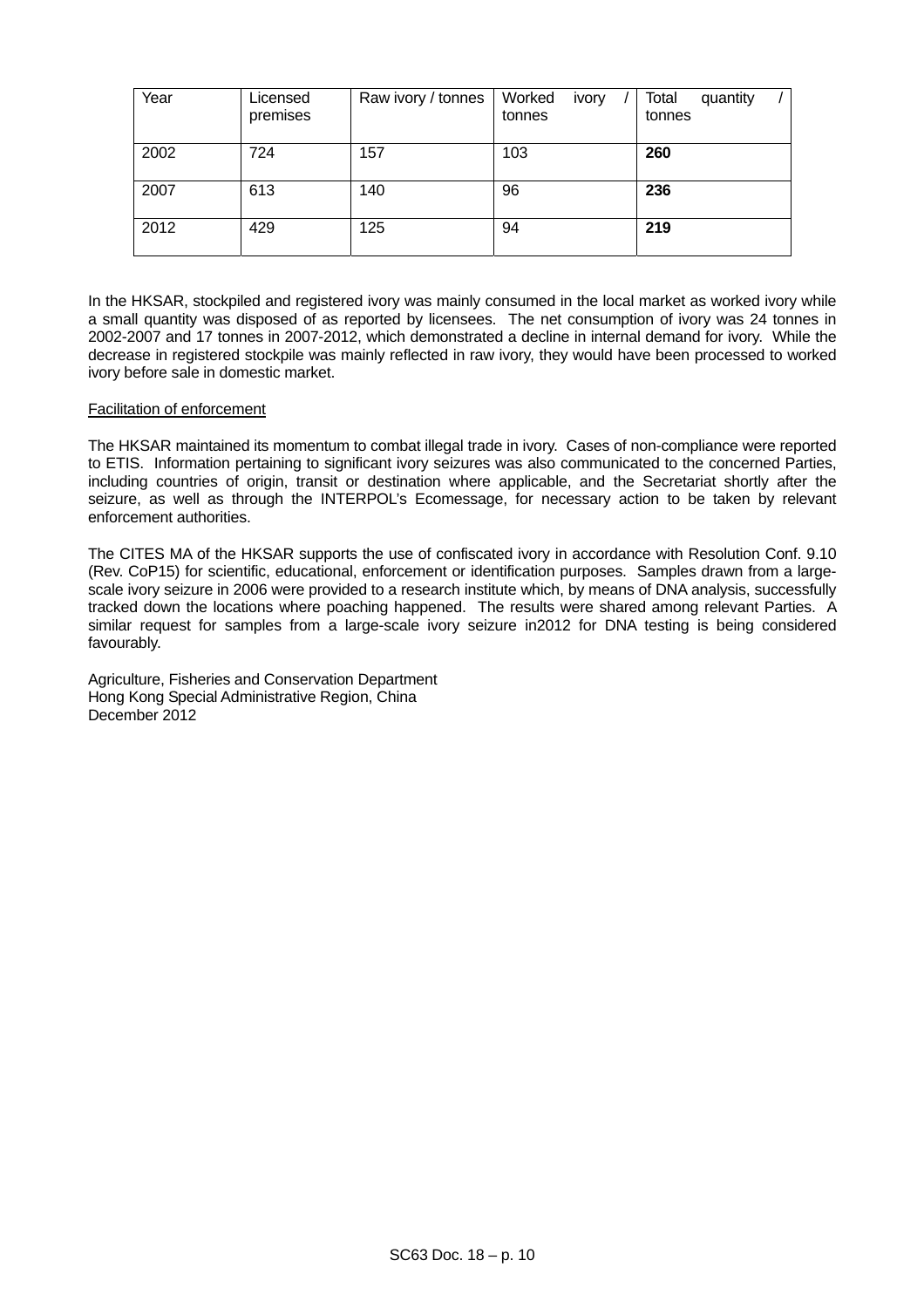| Year | Licensed premises | Raw ivory / tonnes | Worked ivory / tonnes | Total quantity / tonnes |
|---|---|---|---|---|
| 2002 | 724 | 157 | 103 | **260** |
| 2007 | 613 | 140 | 96 | **236** |
| 2012 | 429 | 125 | 94 | **219** |

In the HKSAR, stockpiled and registered ivory was mainly consumed in the local market as worked ivory while a small quantity was disposed of as reported by licensees. The net consumption of ivory was 24 tonnes in 2002-2007 and 17 tonnes in 2007-2012, which demonstrated a decline in internal demand for ivory. While the decrease in registered stockpile was mainly reflected in raw ivory, they would have been processed to worked ivory before sale in domestic market.

Facilitation of enforcement

The HKSAR maintained its momentum to combat illegal trade in ivory. Cases of non-compliance were reported to ETIS. Information pertaining to significant ivory seizures was also communicated to the concerned Parties, including countries of origin, transit or destination where applicable, and the Secretariat shortly after the seizure, as well as through the INTERPOL's Ecomessage, for necessary action to be taken by relevant enforcement authorities.

The CITES MA of the HKSAR supports the use of confiscated ivory in accordance with Resolution Conf. 9.10 (Rev. CoP15) for scientific, educational, enforcement or identification purposes. Samples drawn from a large-scale ivory seizure in 2006 were provided to a research institute which, by means of DNA analysis, successfully tracked down the locations where poaching happened. The results were shared among relevant Parties. A similar request for samples from a large-scale ivory seizure in2012 for DNA testing is being considered favourably.

Agriculture, Fisheries and Conservation Department
Hong Kong Special Administrative Region, China
December 2012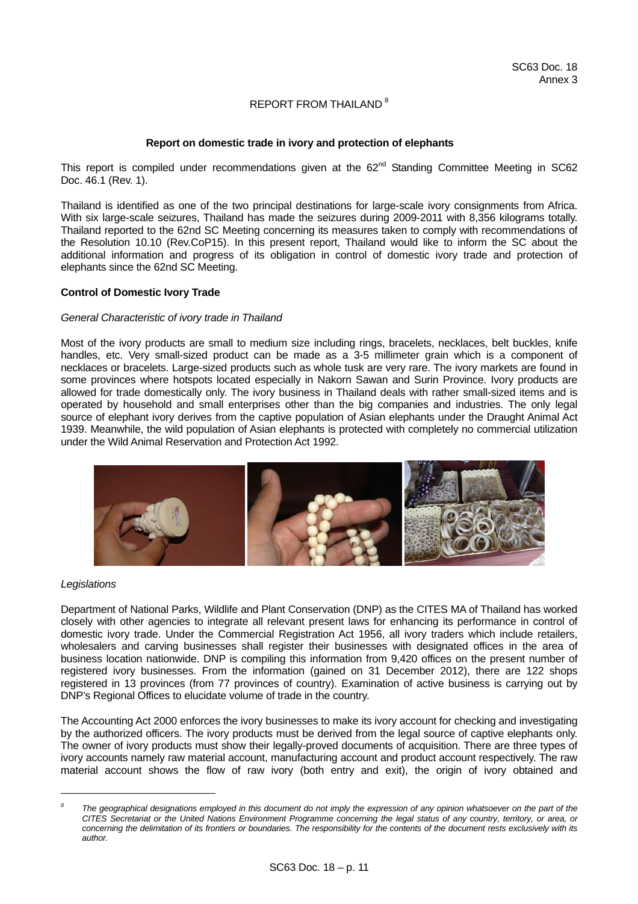SC63 Doc. 18
Annex 3

REPORT FROM THAILAND [8]

**Report on domestic trade in ivory and protection of elephants**

This report is compiled under recommendations given at the 62[nd] Standing Committee Meeting in SC62 Doc. 46.1 (Rev. 1).

Thailand is identified as one of the two principal destinations for large-scale ivory consignments from Africa. With six large-scale seizures, Thailand has made the seizures during 2009-2011 with 8,356 kilograms totally. Thailand reported to the 62nd SC Meeting concerning its measures taken to comply with recommendations of the Resolution 10.10 (Rev.CoP15). In this present report, Thailand would like to inform the SC about the additional information and progress of its obligation in control of domestic ivory trade and protection of elephants since the 62nd SC Meeting.

**Control of Domestic Ivory Trade**

*General Characteristic of ivory trade in Thailand*

Most of the ivory products are small to medium size including rings, bracelets, necklaces, belt buckles, knife handles, etc. Very small-sized product can be made as a 3-5 millimeter grain which is a component of necklaces or bracelets. Large-sized products such as whole tusk are very rare. The ivory markets are found in some provinces where hotspots located especially in Nakorn Sawan and Surin Province. Ivory products are allowed for trade domestically only. The ivory business in Thailand deals with rather small-sized items and is operated by household and small enterprises other than the big companies and industries. The only legal source of elephant ivory derives from the captive population of Asian elephants under the Draught Animal Act 1939. Meanwhile, the wild population of Asian elephants is protected with completely no commercial utilization under the Wild Animal Reservation and Protection Act 1992.

*Legislations*

Department of National Parks, Wildlife and Plant Conservation (DNP) as the CITES MA of Thailand has worked closely with other agencies to integrate all relevant present laws for enhancing its performance in control of domestic ivory trade. Under the Commercial Registration Act 1956, all ivory traders which include retailers, wholesalers and carving businesses shall register their businesses with designated offices in the area of business location nationwide. DNP is compiling this information from 9,420 offices on the present number of registered ivory businesses. From the information (gained on 31 December 2012), there are 122 shops registered in 13 provinces (from 77 provinces of country). Examination of active business is carrying out by DNP's Regional Offices to elucidate volume of trade in the country.

The Accounting Act 2000 enforces the ivory businesses to make its ivory account for checking and investigating by the authorized officers. The ivory products must be derived from the legal source of captive elephants only. The owner of ivory products must show their legally-proved documents of acquisition. There are three types of ivory accounts namely raw material account, manufacturing account and product account respectively. The raw material account shows the flow of raw ivory (both entry and exit), the origin of ivory obtained and

[8] *The geographical designations employed in this document do not imply the expression of any opinion whatsoever on the part of the CITES Secretariat or the United Nations Environment Programme concerning the legal status of any country, territory, or area, or concerning the delimitation of its frontiers or boundaries. The responsibility for the contents of the document rests exclusively with its author.*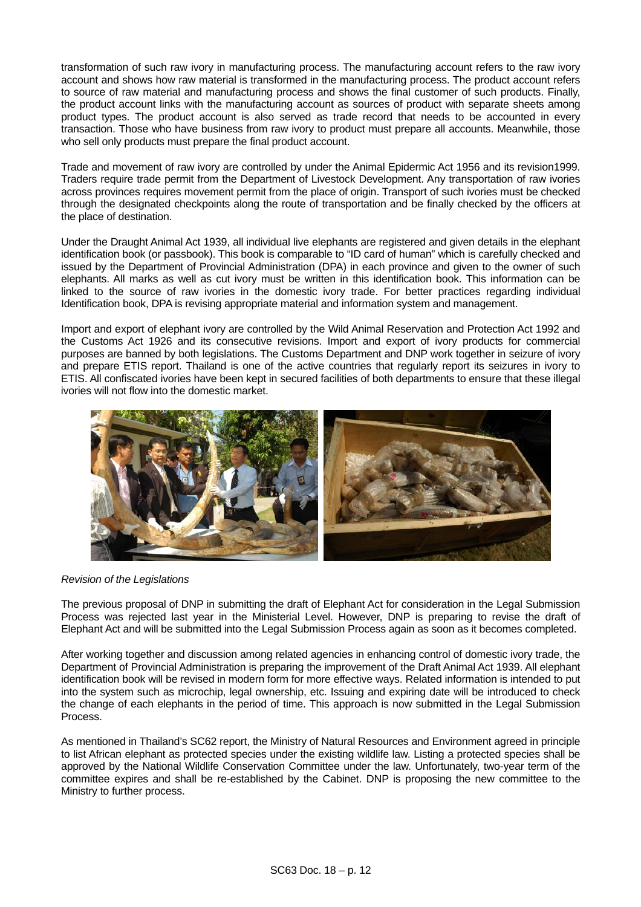transformation of such raw ivory in manufacturing process. The manufacturing account refers to the raw ivory account and shows how raw material is transformed in the manufacturing process. The product account refers to source of raw material and manufacturing process and shows the final customer of such products. Finally, the product account links with the manufacturing account as sources of product with separate sheets among product types. The product account is also served as trade record that needs to be accounted in every transaction. Those who have business from raw ivory to product must prepare all accounts. Meanwhile, those who sell only products must prepare the final product account.

Trade and movement of raw ivory are controlled by under the Animal Epidermic Act 1956 and its revision1999. Traders require trade permit from the Department of Livestock Development. Any transportation of raw ivories across provinces requires movement permit from the place of origin. Transport of such ivories must be checked through the designated checkpoints along the route of transportation and be finally checked by the officers at the place of destination.

Under the Draught Animal Act 1939, all individual live elephants are registered and given details in the elephant identification book (or passbook). This book is comparable to "ID card of human" which is carefully checked and issued by the Department of Provincial Administration (DPA) in each province and given to the owner of such elephants. All marks as well as cut ivory must be written in this identification book. This information can be linked to the source of raw ivories in the domestic ivory trade. For better practices regarding individual Identification book, DPA is revising appropriate material and information system and management.

Import and export of elephant ivory are controlled by the Wild Animal Reservation and Protection Act 1992 and the Customs Act 1926 and its consecutive revisions. Import and export of ivory products for commercial purposes are banned by both legislations. The Customs Department and DNP work together in seizure of ivory and prepare ETIS report. Thailand is one of the active countries that regularly report its seizures in ivory to ETIS. All confiscated ivories have been kept in secured facilities of both departments to ensure that these illegal ivories will not flow into the domestic market.

*Revision of the Legislations*

The previous proposal of DNP in submitting the draft of Elephant Act for consideration in the Legal Submission Process was rejected last year in the Ministerial Level. However, DNP is preparing to revise the draft of Elephant Act and will be submitted into the Legal Submission Process again as soon as it becomes completed.

After working together and discussion among related agencies in enhancing control of domestic ivory trade, the Department of Provincial Administration is preparing the improvement of the Draft Animal Act 1939. All elephant identification book will be revised in modern form for more effective ways. Related information is intended to put into the system such as microchip, legal ownership, etc. Issuing and expiring date will be introduced to check the change of each elephants in the period of time. This approach is now submitted in the Legal Submission Process.

As mentioned in Thailand's SC62 report, the Ministry of Natural Resources and Environment agreed in principle to list African elephant as protected species under the existing wildlife law. Listing a protected species shall be approved by the National Wildlife Conservation Committee under the law. Unfortunately, two-year term of the committee expires and shall be re-established by the Cabinet. DNP is proposing the new committee to the Ministry to further process.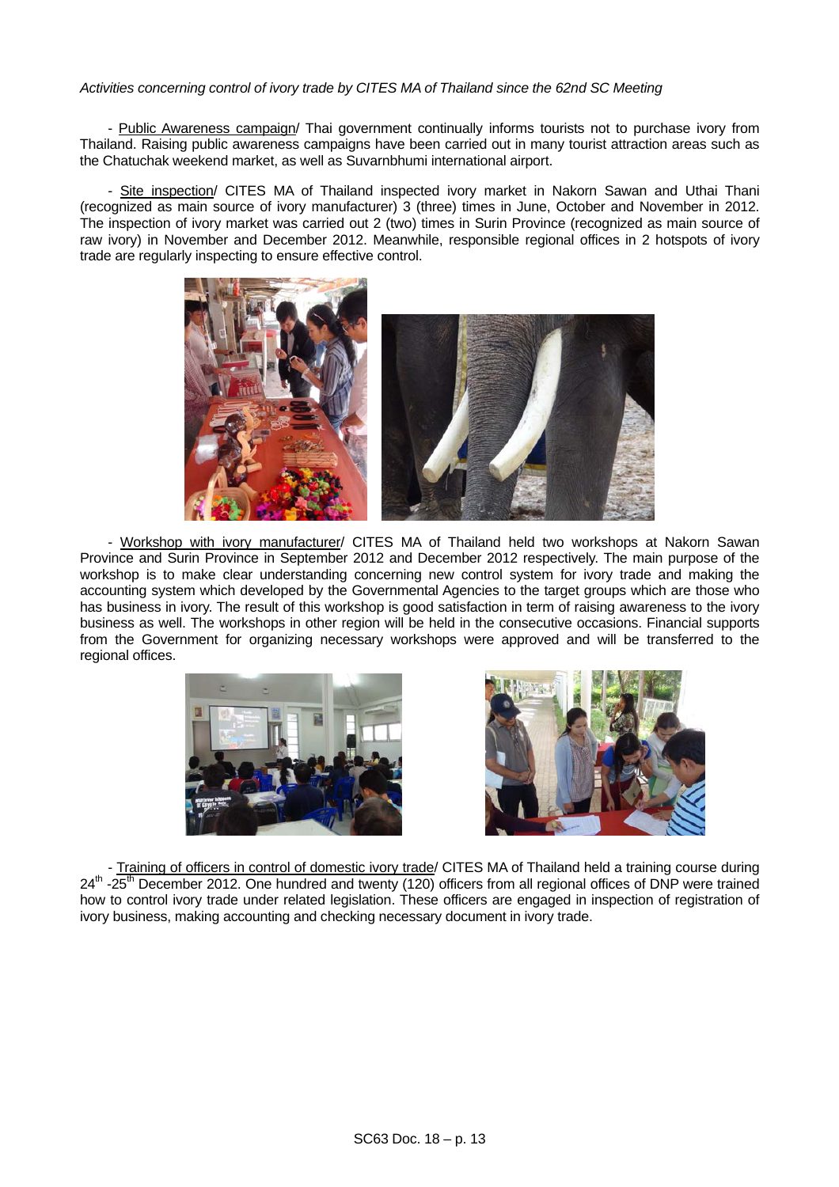*Activities concerning control of ivory trade by CITES MA of Thailand since the 62nd SC Meeting*

- Public Awareness campaign/ Thai government continually informs tourists not to purchase ivory from Thailand. Raising public awareness campaigns have been carried out in many tourist attraction areas such as the Chatuchak weekend market, as well as Suvarnbhumi international airport.

- Site inspection/ CITES MA of Thailand inspected ivory market in Nakorn Sawan and Uthai Thani (recognized as main source of ivory manufacturer) 3 (three) times in June, October and November in 2012. The inspection of ivory market was carried out 2 (two) times in Surin Province (recognized as main source of raw ivory) in November and December 2012. Meanwhile, responsible regional offices in 2 hotspots of ivory trade are regularly inspecting to ensure effective control.

- Workshop with ivory manufacturer/ CITES MA of Thailand held two workshops at Nakorn Sawan Province and Surin Province in September 2012 and December 2012 respectively. The main purpose of the workshop is to make clear understanding concerning new control system for ivory trade and making the accounting system which developed by the Governmental Agencies to the target groups which are those who has business in ivory. The result of this workshop is good satisfaction in term of raising awareness to the ivory business as well. The workshops in other region will be held in the consecutive occasions. Financial supports from the Government for organizing necessary workshops were approved and will be transferred to the regional offices.

- Training of officers in control of domestic ivory trade/ CITES MA of Thailand held a training course during 24th -25th December 2012. One hundred and twenty (120) officers from all regional offices of DNP were trained how to control ivory trade under related legislation. These officers are engaged in inspection of registration of ivory business, making accounting and checking necessary document in ivory trade.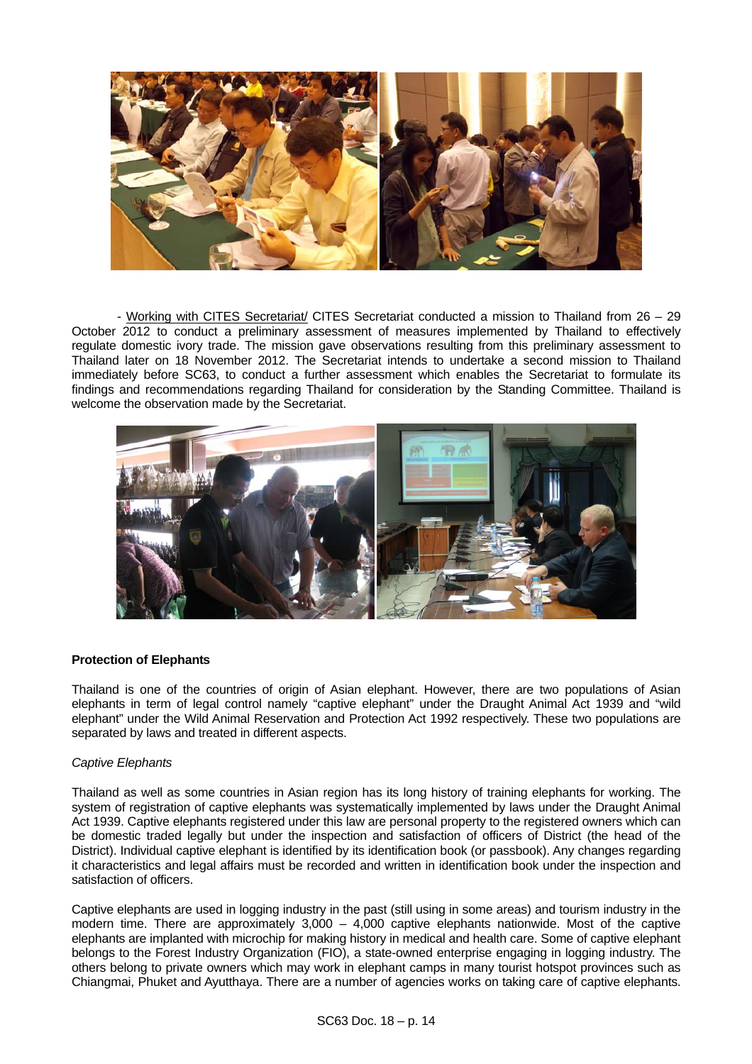- Working with CITES Secretariat/ CITES Secretariat conducted a mission to Thailand from 26 – 29 October 2012 to conduct a preliminary assessment of measures implemented by Thailand to effectively regulate domestic ivory trade. The mission gave observations resulting from this preliminary assessment to Thailand later on 18 November 2012. The Secretariat intends to undertake a second mission to Thailand immediately before SC63, to conduct a further assessment which enables the Secretariat to formulate its findings and recommendations regarding Thailand for consideration by the Standing Committee. Thailand is welcome the observation made by the Secretariat.

**Protection of Elephants**

Thailand is one of the countries of origin of Asian elephant. However, there are two populations of Asian elephants in term of legal control namely "captive elephant" under the Draught Animal Act 1939 and "wild elephant" under the Wild Animal Reservation and Protection Act 1992 respectively. These two populations are separated by laws and treated in different aspects.

*Captive Elephants*

Thailand as well as some countries in Asian region has its long history of training elephants for working. The system of registration of captive elephants was systematically implemented by laws under the Draught Animal Act 1939. Captive elephants registered under this law are personal property to the registered owners which can be domestic traded legally but under the inspection and satisfaction of officers of District (the head of the District). Individual captive elephant is identified by its identification book (or passbook). Any changes regarding it characteristics and legal affairs must be recorded and written in identification book under the inspection and satisfaction of officers.

Captive elephants are used in logging industry in the past (still using in some areas) and tourism industry in the modern time. There are approximately 3,000 – 4,000 captive elephants nationwide. Most of the captive elephants are implanted with microchip for making history in medical and health care. Some of captive elephant belongs to the Forest Industry Organization (FIO), a state-owned enterprise engaging in logging industry. The others belong to private owners which may work in elephant camps in many tourist hotspot provinces such as Chiangmai, Phuket and Ayutthaya. There are a number of agencies works on taking care of captive elephants.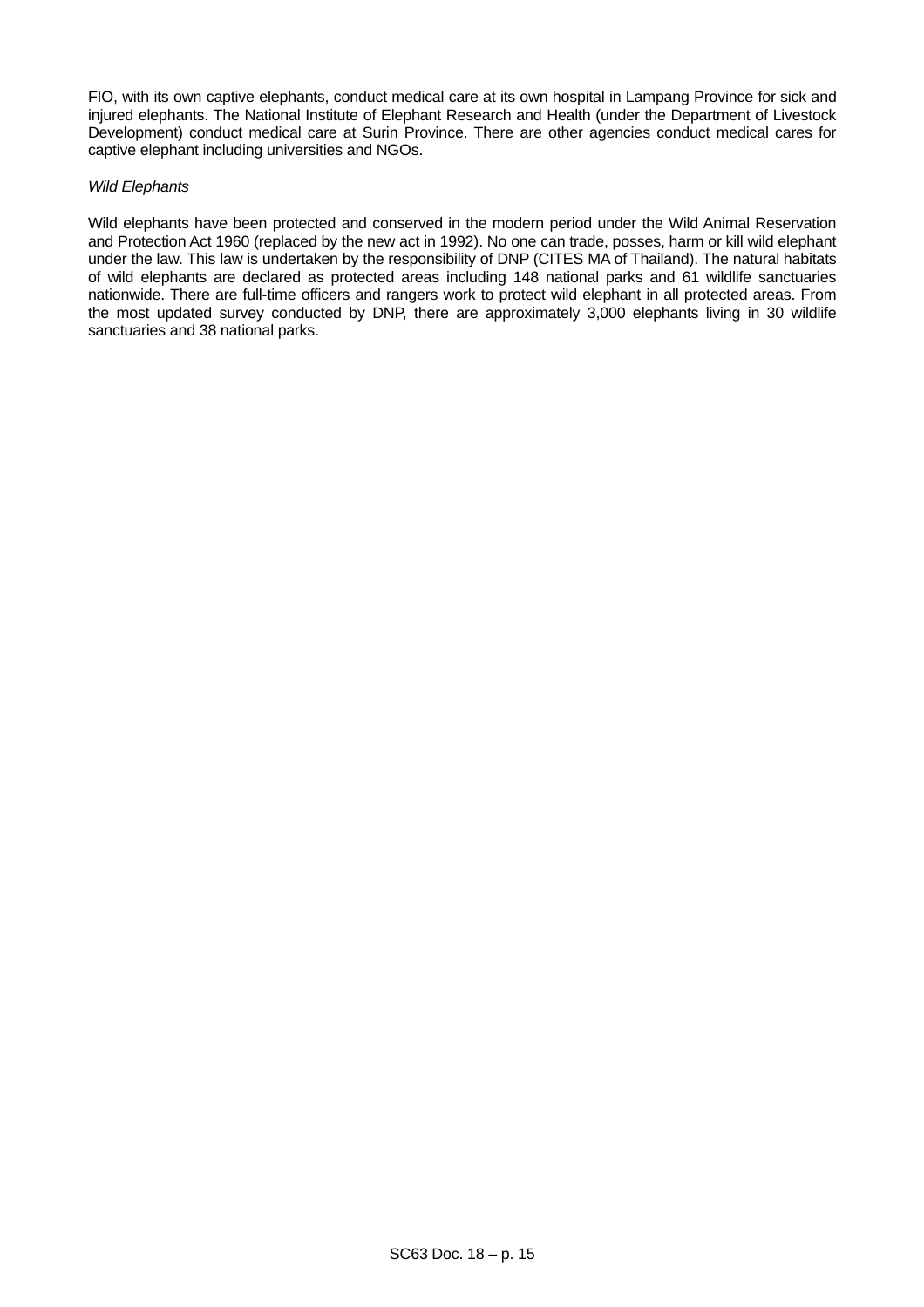FIO, with its own captive elephants, conduct medical care at its own hospital in Lampang Province for sick and injured elephants. The National Institute of Elephant Research and Health (under the Department of Livestock Development) conduct medical care at Surin Province. There are other agencies conduct medical cares for captive elephant including universities and NGOs.

*Wild Elephants*

Wild elephants have been protected and conserved in the modern period under the Wild Animal Reservation and Protection Act 1960 (replaced by the new act in 1992). No one can trade, posses, harm or kill wild elephant under the law. This law is undertaken by the responsibility of DNP (CITES MA of Thailand). The natural habitats of wild elephants are declared as protected areas including 148 national parks and 61 wildlife sanctuaries nationwide. There are full-time officers and rangers work to protect wild elephant in all protected areas. From the most updated survey conducted by DNP, there are approximately 3,000 elephants living in 30 wildlife sanctuaries and 38 national parks.